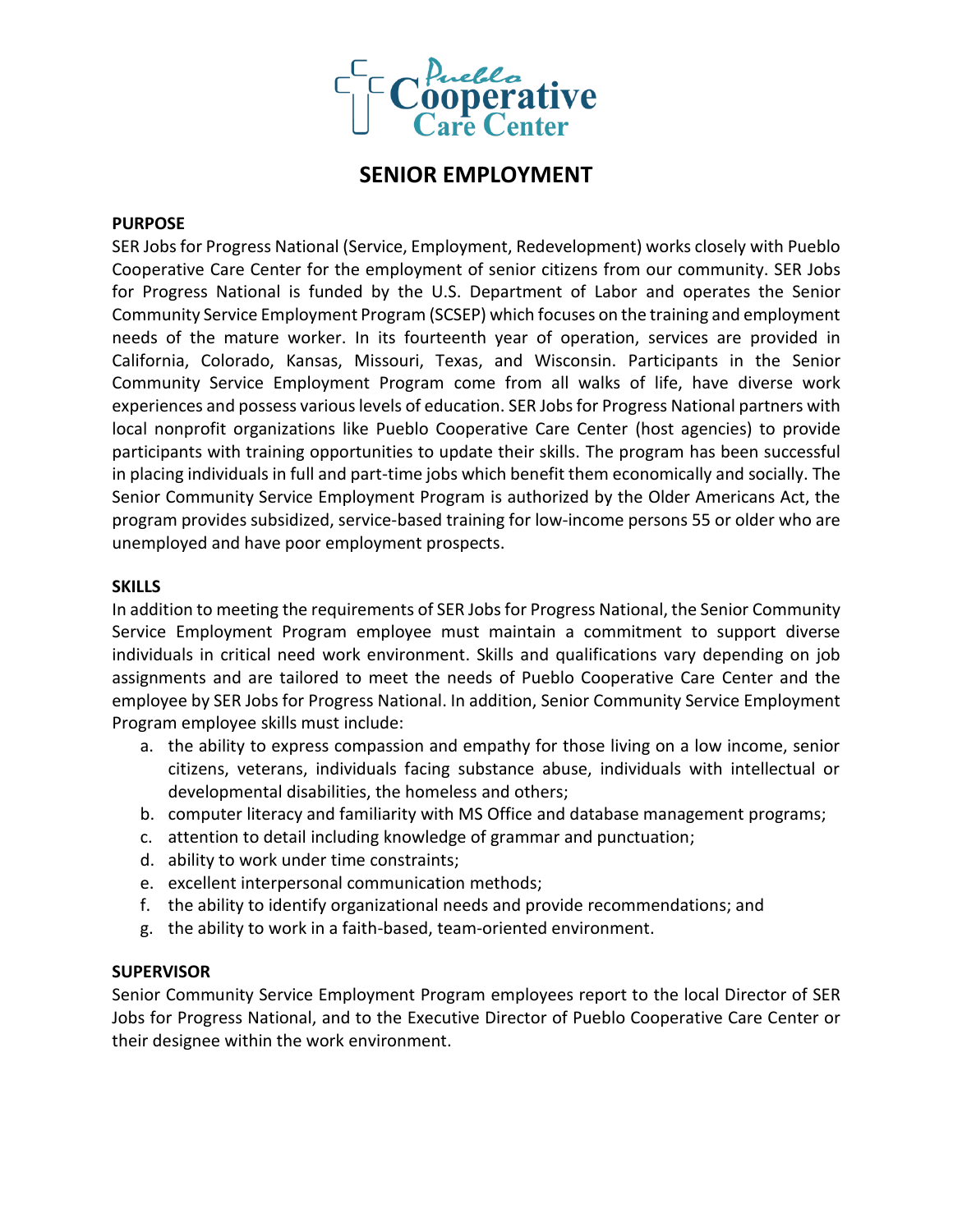Pueblo Cooperative Care Center

# SENIOR EMPLOYMENT

**PURPOSE**

SER Jobs for Progress National (Service, Employment, Redevelopment) works closely with Pueblo Cooperative Care Center for the employment of senior citizens from our community. SER Jobs for Progress National is funded by the U.S. Department of Labor and operates the Senior Community Service Employment Program (SCSEP) which focuses on the training and employment needs of the mature worker. In its fourteenth year of operation, services are provided in California, Colorado, Kansas, Missouri, Texas, and Wisconsin. Participants in the Senior Community Service Employment Program come from all walks of life, have diverse work experiences and possess various levels of education. SER Jobs for Progress National partners with local nonprofit organizations like Pueblo Cooperative Care Center (host agencies) to provide participants with training opportunities to update their skills. The program has been successful in placing individuals in full and part-time jobs which benefit them economically and socially. The Senior Community Service Employment Program is authorized by the Older Americans Act, the program provides subsidized, service-based training for low-income persons 55 or older who are unemployed and have poor employment prospects.

**SKILLS**

In addition to meeting the requirements of SER Jobs for Progress National, the Senior Community Service Employment Program employee must maintain a commitment to support diverse individuals in critical need work environment. Skills and qualifications vary depending on job assignments and are tailored to meet the needs of Pueblo Cooperative Care Center and the employee by SER Jobs for Progress National. In addition, Senior Community Service Employment Program employee skills must include:

a. the ability to express compassion and empathy for those living on a low income, senior citizens, veterans, individuals facing substance abuse, individuals with intellectual or developmental disabilities, the homeless and others;
b. computer literacy and familiarity with MS Office and database management programs;
c. attention to detail including knowledge of grammar and punctuation;
d. ability to work under time constraints;
e. excellent interpersonal communication methods;
f. the ability to identify organizational needs and provide recommendations; and
g. the ability to work in a faith-based, team-oriented environment.

**SUPERVISOR**

Senior Community Service Employment Program employees report to the local Director of SER Jobs for Progress National, and to the Executive Director of Pueblo Cooperative Care Center or their designee within the work environment.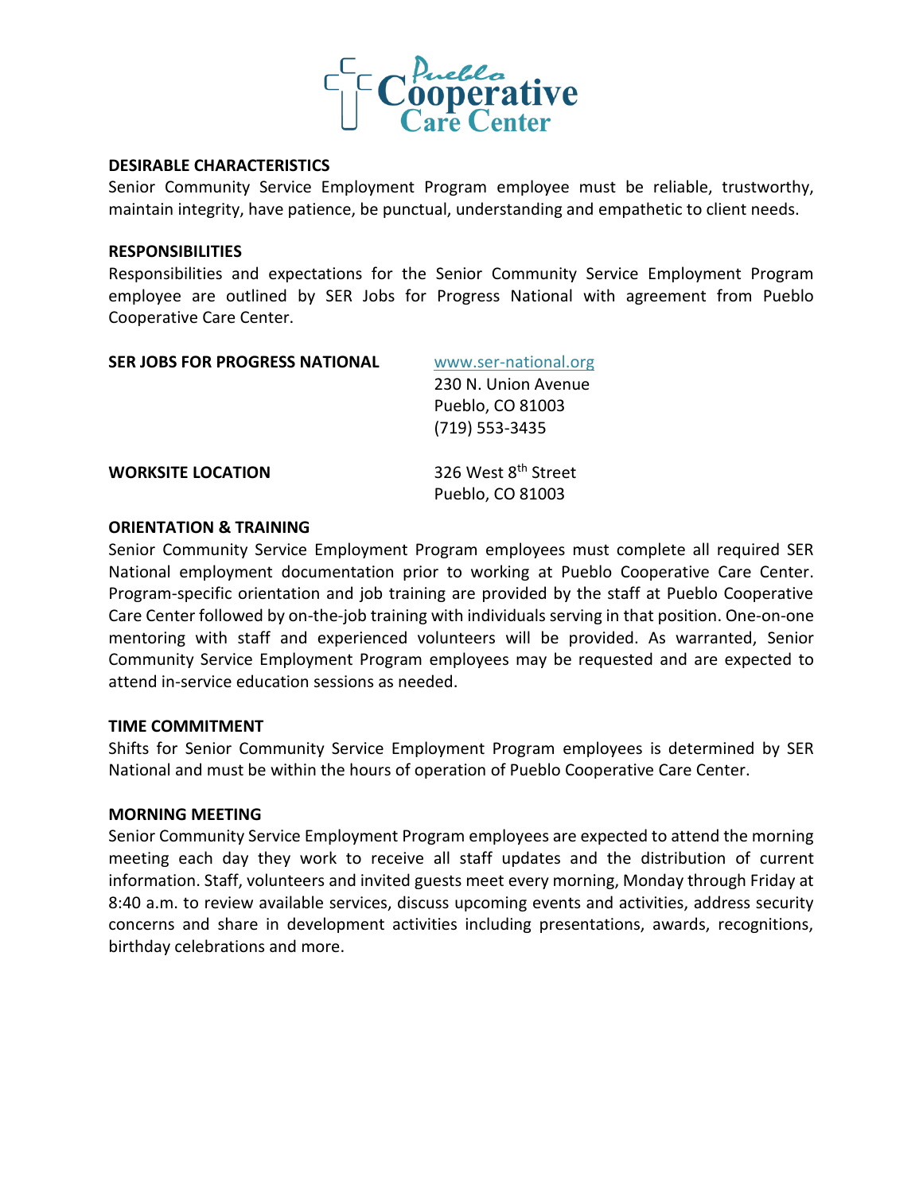**DESIRABLE CHARACTERISTICS**

Senior Community Service Employment Program employee must be reliable, trustworthy, maintain integrity, have patience, be punctual, understanding and empathetic to client needs.

**RESPONSIBILITIES**

Responsibilities and expectations for the Senior Community Service Employment Program employee are outlined by SER Jobs for Progress National with agreement from Pueblo Cooperative Care Center.

**SER JOBS FOR PROGRESS NATIONAL**

www.ser-national.org
230 N. Union Avenue
Pueblo, CO 81003
(719) 553-3435

**WORKSITE LOCATION**

326 West 8th Street
Pueblo, CO 81003

**ORIENTATION & TRAINING**

Senior Community Service Employment Program employees must complete all required SER National employment documentation prior to working at Pueblo Cooperative Care Center. Program-specific orientation and job training are provided by the staff at Pueblo Cooperative Care Center followed by on-the-job training with individuals serving in that position. One-on-one mentoring with staff and experienced volunteers will be provided. As warranted, Senior Community Service Employment Program employees may be requested and are expected to attend in-service education sessions as needed.

**TIME COMMITMENT**

Shifts for Senior Community Service Employment Program employees is determined by SER National and must be within the hours of operation of Pueblo Cooperative Care Center.

**MORNING MEETING**

Senior Community Service Employment Program employees are expected to attend the morning meeting each day they work to receive all staff updates and the distribution of current information. Staff, volunteers and invited guests meet every morning, Monday through Friday at 8:40 a.m. to review available services, discuss upcoming events and activities, address security concerns and share in development activities including presentations, awards, recognitions, birthday celebrations and more.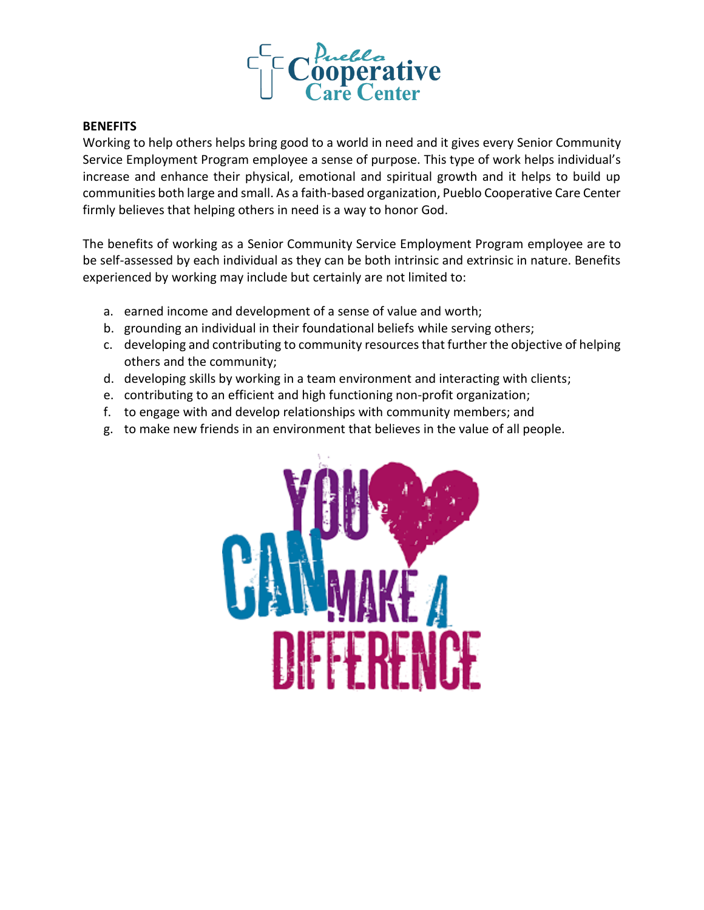**BENEFITS**

Working to help others helps bring good to a world in need and it gives every Senior Community Service Employment Program employee a sense of purpose. This type of work helps individual's increase and enhance their physical, emotional and spiritual growth and it helps to build up communities both large and small. As a faith-based organization, Pueblo Cooperative Care Center firmly believes that helping others in need is a way to honor God.

The benefits of working as a Senior Community Service Employment Program employee are to be self-assessed by each individual as they can be both intrinsic and extrinsic in nature. Benefits experienced by working may include but certainly are not limited to:

a. earned income and development of a sense of value and worth;
b. grounding an individual in their foundational beliefs while serving others;
c. developing and contributing to community resources that further the objective of helping others and the community;
d. developing skills by working in a team environment and interacting with clients;
e. contributing to an efficient and high functioning non-profit organization;
f. to engage with and develop relationships with community members; and
g. to make new friends in an environment that believes in the value of all people.